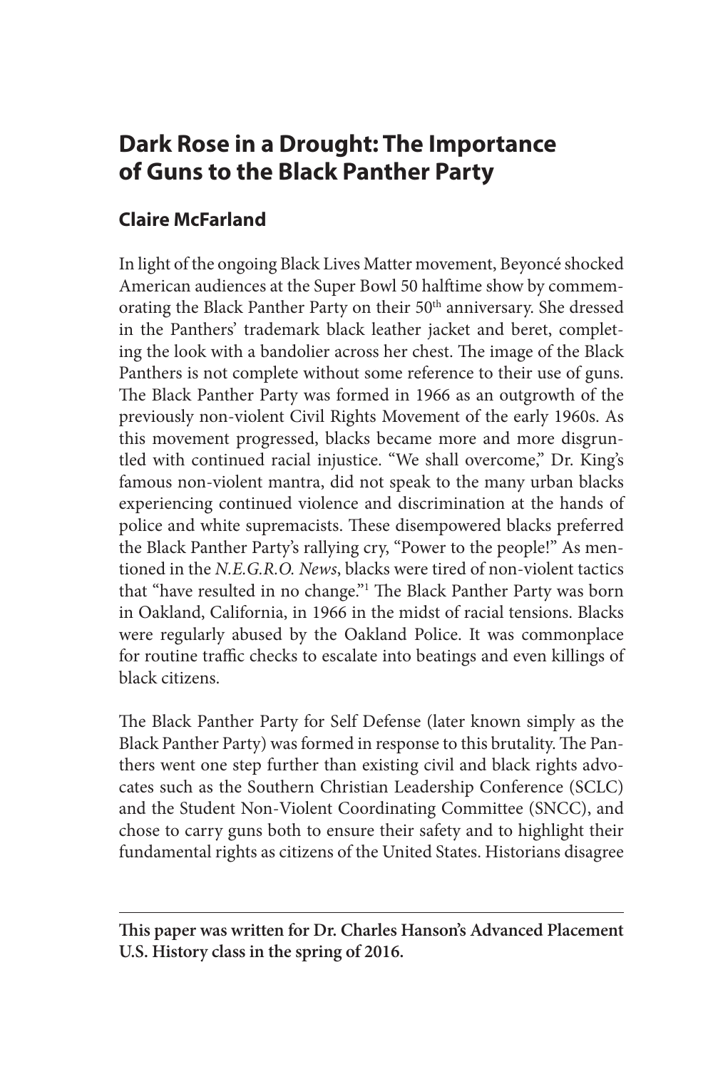# Dark Rose in a Drought: The Importance of Guns to the Black Panther Party

## Claire McFarland

In light of the ongoing Black Lives Matter movement, Beyoncé shocked American audiences at the Super Bowl 50 halftime show by commemorating the Black Panther Party on their 50th anniversary. She dressed in the Panthers' trademark black leather jacket and beret, completing the look with a bandolier across her chest. The image of the Black Panthers is not complete without some reference to their use of guns. The Black Panther Party was formed in 1966 as an outgrowth of the previously non-violent Civil Rights Movement of the early 1960s. As this movement progressed, blacks became more and more disgruntled with continued racial injustice. "We shall overcome," Dr. King's famous non-violent mantra, did not speak to the many urban blacks experiencing continued violence and discrimination at the hands of police and white supremacists. These disempowered blacks preferred the Black Panther Party's rallying cry, "Power to the people!" As mentioned in the *N.E.G.R.O. News*, blacks were tired of non-violent tactics that "have resulted in no change."[1] The Black Panther Party was born in Oakland, California, in 1966 in the midst of racial tensions. Blacks were regularly abused by the Oakland Police. It was commonplace for routine traffic checks to escalate into beatings and even killings of black citizens.

The Black Panther Party for Self Defense (later known simply as the Black Panther Party) was formed in response to this brutality. The Panthers went one step further than existing civil and black rights advocates such as the Southern Christian Leadership Conference (SCLC) and the Student Non-Violent Coordinating Committee (SNCC), and chose to carry guns both to ensure their safety and to highlight their fundamental rights as citizens of the United States. Historians disagree

---

**This paper was written for Dr. Charles Hanson's Advanced Placement U.S. History class in the spring of 2016.**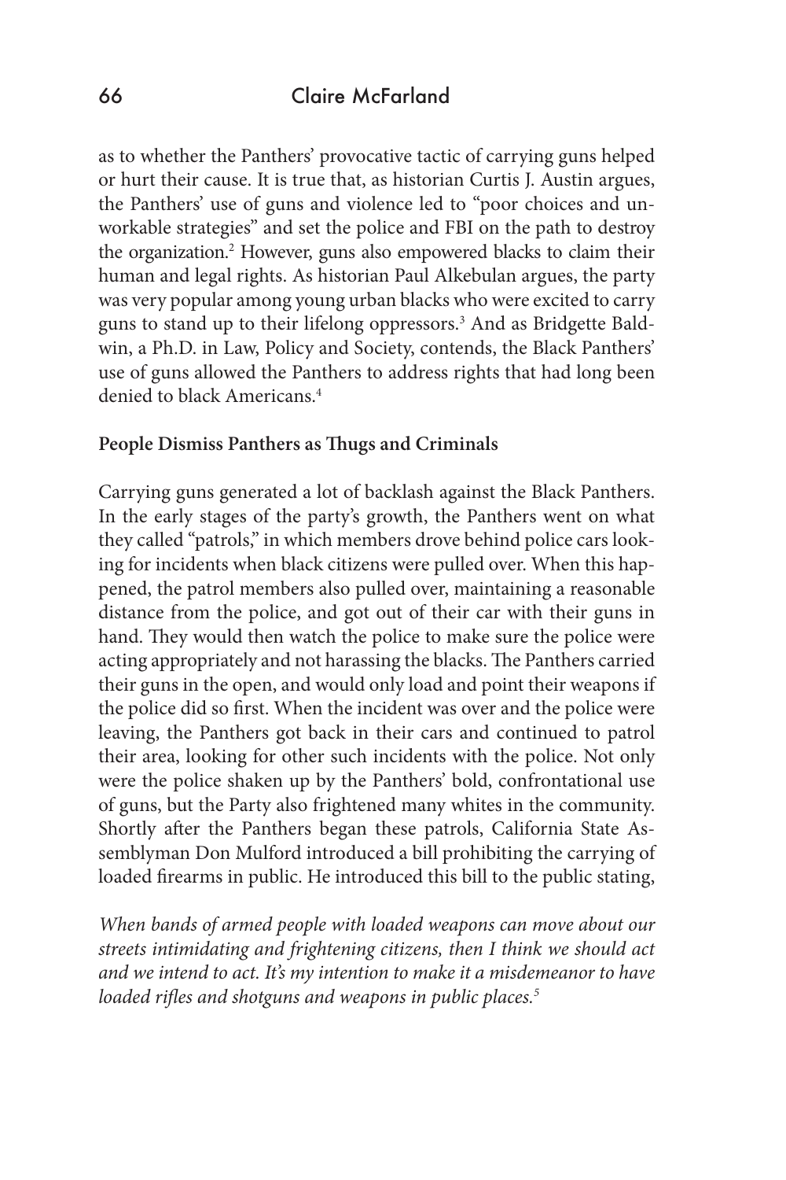as to whether the Panthers' provocative tactic of carrying guns helped or hurt their cause. It is true that, as historian Curtis J. Austin argues, the Panthers' use of guns and violence led to "poor choices and unworkable strategies" and set the police and FBI on the path to destroy the organization.[2] However, guns also empowered blacks to claim their human and legal rights. As historian Paul Alkebulan argues, the party was very popular among young urban blacks who were excited to carry guns to stand up to their lifelong oppressors.[3] And as Bridgette Baldwin, a Ph.D. in Law, Policy and Society, contends, the Black Panthers' use of guns allowed the Panthers to address rights that had long been denied to black Americans.[4]

**People Dismiss Panthers as Thugs and Criminals**

Carrying guns generated a lot of backlash against the Black Panthers. In the early stages of the party's growth, the Panthers went on what they called "patrols," in which members drove behind police cars looking for incidents when black citizens were pulled over. When this happened, the patrol members also pulled over, maintaining a reasonable distance from the police, and got out of their car with their guns in hand. They would then watch the police to make sure the police were acting appropriately and not harassing the blacks. The Panthers carried their guns in the open, and would only load and point their weapons if the police did so first. When the incident was over and the police were leaving, the Panthers got back in their cars and continued to patrol their area, looking for other such incidents with the police. Not only were the police shaken up by the Panthers' bold, confrontational use of guns, but the Party also frightened many whites in the community. Shortly after the Panthers began these patrols, California State Assemblyman Don Mulford introduced a bill prohibiting the carrying of loaded firearms in public. He introduced this bill to the public stating,

*When bands of armed people with loaded weapons can move about our streets intimidating and frightening citizens, then I think we should act and we intend to act. It's my intention to make it a misdemeanor to have loaded rifles and shotguns and weapons in public places.*[5]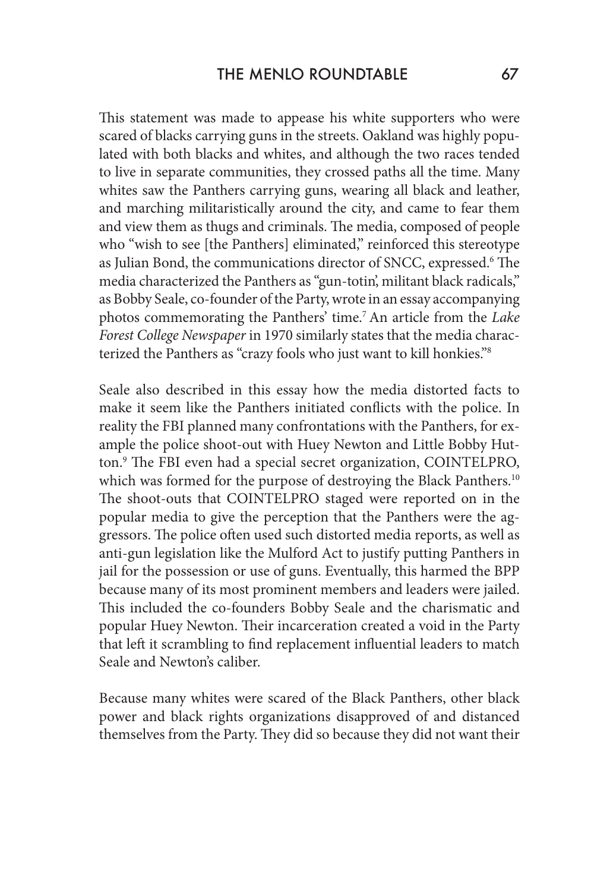This statement was made to appease his white supporters who were scared of blacks carrying guns in the streets. Oakland was highly populated with both blacks and whites, and although the two races tended to live in separate communities, they crossed paths all the time. Many whites saw the Panthers carrying guns, wearing all black and leather, and marching militaristically around the city, and came to fear them and view them as thugs and criminals. The media, composed of people who "wish to see [the Panthers] eliminated," reinforced this stereotype as Julian Bond, the communications director of SNCC, expressed.[6] The media characterized the Panthers as "gun-totin', militant black radicals," as Bobby Seale, co-founder of the Party, wrote in an essay accompanying photos commemorating the Panthers' time.[7] An article from the *Lake Forest College Newspaper* in 1970 similarly states that the media characterized the Panthers as "crazy fools who just want to kill honkies."[8]

Seale also described in this essay how the media distorted facts to make it seem like the Panthers initiated conflicts with the police. In reality the FBI planned many confrontations with the Panthers, for example the police shoot-out with Huey Newton and Little Bobby Hutton.[9] The FBI even had a special secret organization, COINTELPRO, which was formed for the purpose of destroying the Black Panthers.[10] The shoot-outs that COINTELPRO staged were reported on in the popular media to give the perception that the Panthers were the aggressors. The police often used such distorted media reports, as well as anti-gun legislation like the Mulford Act to justify putting Panthers in jail for the possession or use of guns. Eventually, this harmed the BPP because many of its most prominent members and leaders were jailed. This included the co-founders Bobby Seale and the charismatic and popular Huey Newton. Their incarceration created a void in the Party that left it scrambling to find replacement influential leaders to match Seale and Newton's caliber.

Because many whites were scared of the Black Panthers, other black power and black rights organizations disapproved of and distanced themselves from the Party. They did so because they did not want their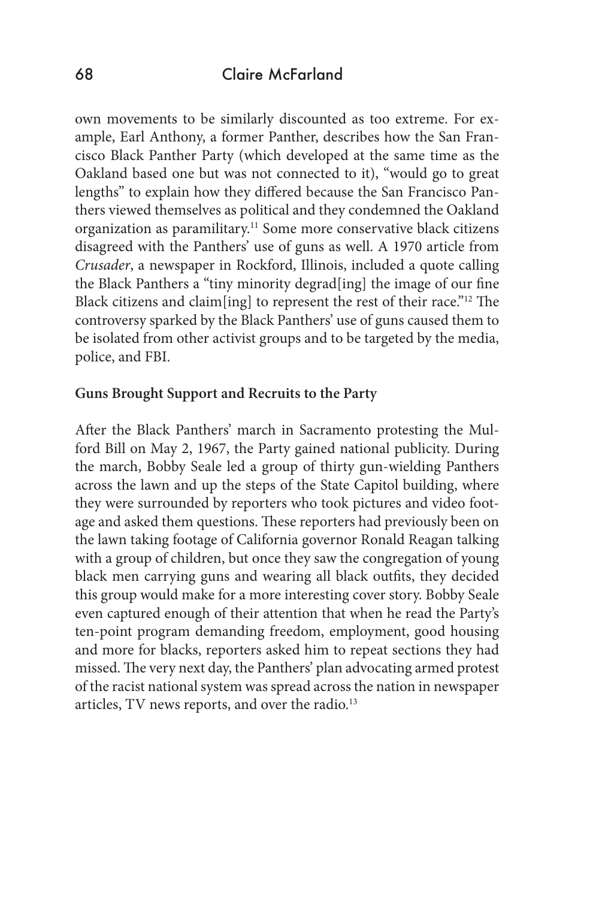own movements to be similarly discounted as too extreme. For example, Earl Anthony, a former Panther, describes how the San Francisco Black Panther Party (which developed at the same time as the Oakland based one but was not connected to it), "would go to great lengths" to explain how they differed because the San Francisco Panthers viewed themselves as political and they condemned the Oakland organization as paramilitary.[11] Some more conservative black citizens disagreed with the Panthers' use of guns as well. A 1970 article from *Crusader*, a newspaper in Rockford, Illinois, included a quote calling the Black Panthers a "tiny minority degrad[ing] the image of our fine Black citizens and claim[ing] to represent the rest of their race."[12] The controversy sparked by the Black Panthers' use of guns caused them to be isolated from other activist groups and to be targeted by the media, police, and FBI.

**Guns Brought Support and Recruits to the Party**

After the Black Panthers' march in Sacramento protesting the Mulford Bill on May 2, 1967, the Party gained national publicity. During the march, Bobby Seale led a group of thirty gun-wielding Panthers across the lawn and up the steps of the State Capitol building, where they were surrounded by reporters who took pictures and video footage and asked them questions. These reporters had previously been on the lawn taking footage of California governor Ronald Reagan talking with a group of children, but once they saw the congregation of young black men carrying guns and wearing all black outfits, they decided this group would make for a more interesting cover story. Bobby Seale even captured enough of their attention that when he read the Party's ten-point program demanding freedom, employment, good housing and more for blacks, reporters asked him to repeat sections they had missed. The very next day, the Panthers' plan advocating armed protest of the racist national system was spread across the nation in newspaper articles, TV news reports, and over the radio.[13]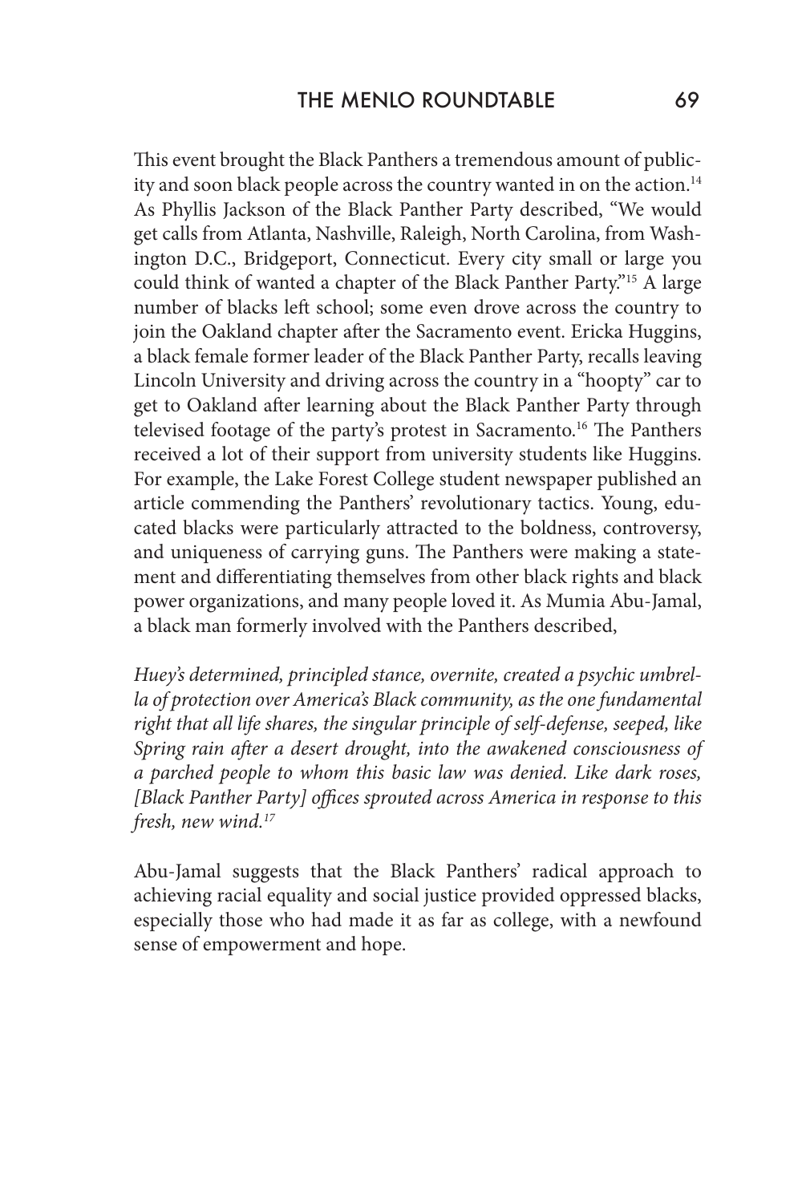This event brought the Black Panthers a tremendous amount of publicity and soon black people across the country wanted in on the action.[14] As Phyllis Jackson of the Black Panther Party described, "We would get calls from Atlanta, Nashville, Raleigh, North Carolina, from Washington D.C., Bridgeport, Connecticut. Every city small or large you could think of wanted a chapter of the Black Panther Party."[15] A large number of blacks left school; some even drove across the country to join the Oakland chapter after the Sacramento event. Ericka Huggins, a black female former leader of the Black Panther Party, recalls leaving Lincoln University and driving across the country in a "hoopty" car to get to Oakland after learning about the Black Panther Party through televised footage of the party's protest in Sacramento.[16] The Panthers received a lot of their support from university students like Huggins. For example, the Lake Forest College student newspaper published an article commending the Panthers' revolutionary tactics. Young, educated blacks were particularly attracted to the boldness, controversy, and uniqueness of carrying guns. The Panthers were making a statement and differentiating themselves from other black rights and black power organizations, and many people loved it. As Mumia Abu-Jamal, a black man formerly involved with the Panthers described,

*Huey's determined, principled stance, overnite, created a psychic umbrella of protection over America's Black community, as the one fundamental right that all life shares, the singular principle of self-defense, seeped, like Spring rain after a desert drought, into the awakened consciousness of a parched people to whom this basic law was denied. Like dark roses, [Black Panther Party] offices sprouted across America in response to this fresh, new wind.*[17]

Abu-Jamal suggests that the Black Panthers' radical approach to achieving racial equality and social justice provided oppressed blacks, especially those who had made it as far as college, with a newfound sense of empowerment and hope.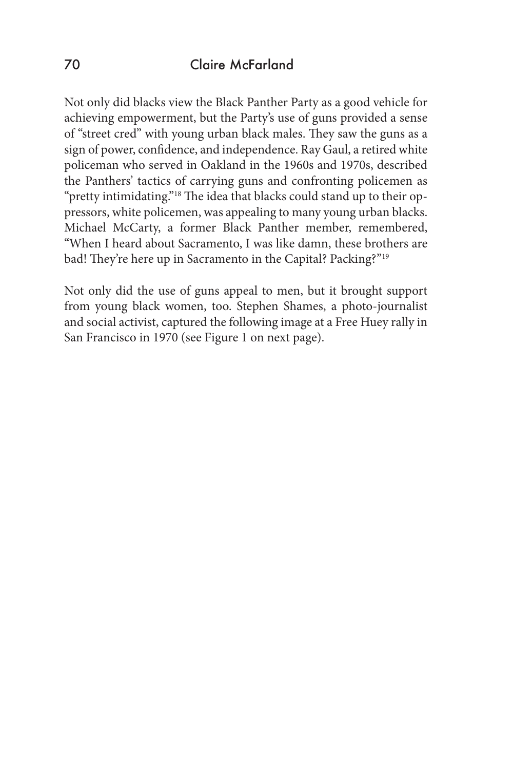Not only did blacks view the Black Panther Party as a good vehicle for achieving empowerment, but the Party's use of guns provided a sense of "street cred" with young urban black males. They saw the guns as a sign of power, confidence, and independence. Ray Gaul, a retired white policeman who served in Oakland in the 1960s and 1970s, described the Panthers' tactics of carrying guns and confronting policemen as "pretty intimidating."[18] The idea that blacks could stand up to their oppressors, white policemen, was appealing to many young urban blacks. Michael McCarty, a former Black Panther member, remembered, "When I heard about Sacramento, I was like damn, these brothers are bad! They're here up in Sacramento in the Capital? Packing?"[19]

Not only did the use of guns appeal to men, but it brought support from young black women, too. Stephen Shames, a photo-journalist and social activist, captured the following image at a Free Huey rally in San Francisco in 1970 (see Figure 1 on next page).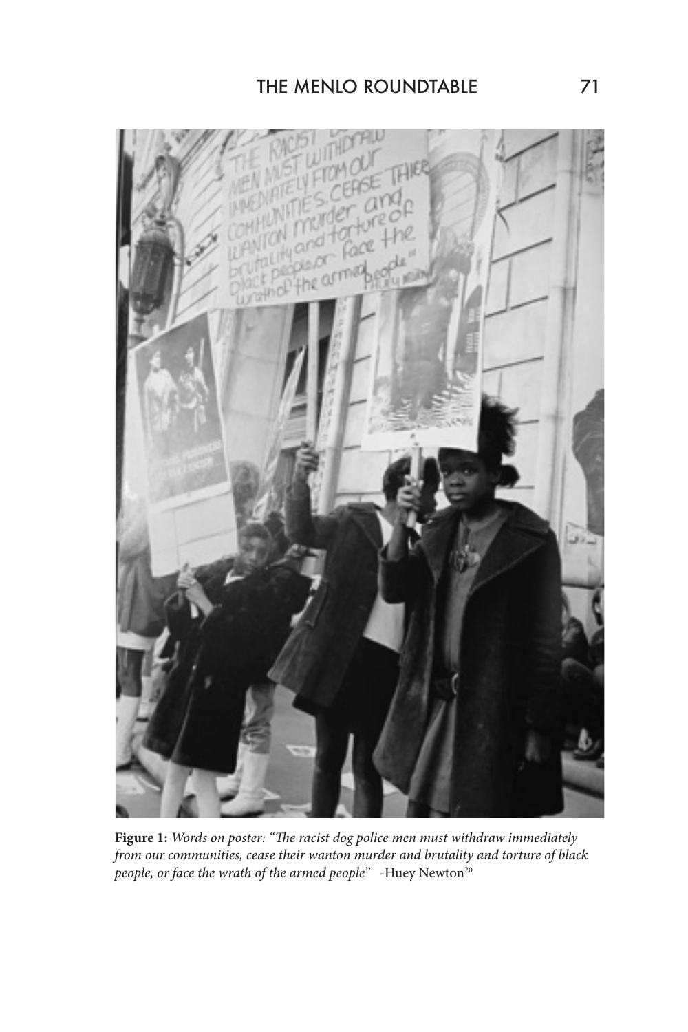**Figure 1:** *Words on poster: "The racist dog police men must withdraw immediately from our communities, cease their wanton murder and brutality and torture of black people, or face the wrath of the armed people"* -Huey Newton[20]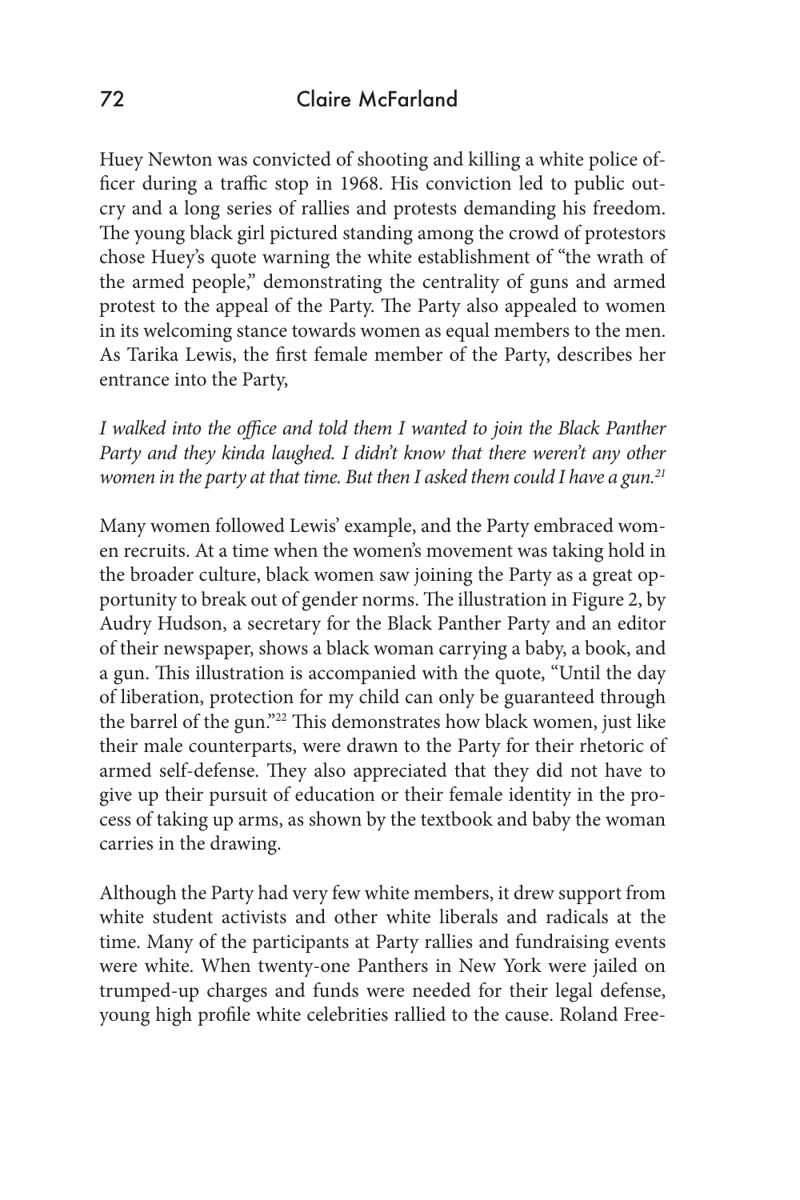Huey Newton was convicted of shooting and killing a white police officer during a traffic stop in 1968. His conviction led to public outcry and a long series of rallies and protests demanding his freedom. The young black girl pictured standing among the crowd of protestors chose Huey's quote warning the white establishment of "the wrath of the armed people," demonstrating the centrality of guns and armed protest to the appeal of the Party. The Party also appealed to women in its welcoming stance towards women as equal members to the men. As Tarika Lewis, the first female member of the Party, describes her entrance into the Party,

*I walked into the office and told them I wanted to join the Black Panther Party and they kinda laughed. I didn't know that there weren't any other women in the party at that time. But then I asked them could I have a gun.*[21]

Many women followed Lewis' example, and the Party embraced women recruits. At a time when the women's movement was taking hold in the broader culture, black women saw joining the Party as a great opportunity to break out of gender norms. The illustration in Figure 2, by Audry Hudson, a secretary for the Black Panther Party and an editor of their newspaper, shows a black woman carrying a baby, a book, and a gun. This illustration is accompanied with the quote, "Until the day of liberation, protection for my child can only be guaranteed through the barrel of the gun."[22] This demonstrates how black women, just like their male counterparts, were drawn to the Party for their rhetoric of armed self-defense. They also appreciated that they did not have to give up their pursuit of education or their female identity in the process of taking up arms, as shown by the textbook and baby the woman carries in the drawing.

Although the Party had very few white members, it drew support from white student activists and other white liberals and radicals at the time. Many of the participants at Party rallies and fundraising events were white. When twenty-one Panthers in New York were jailed on trumped-up charges and funds were needed for their legal defense, young high profile white celebrities rallied to the cause. Roland Free-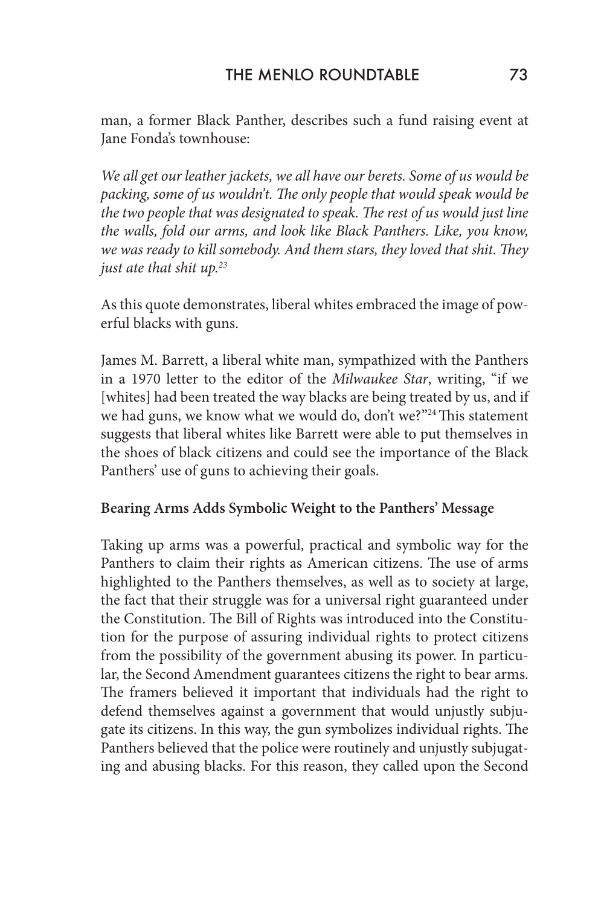man, a former Black Panther, describes such a fund raising event at Jane Fonda's townhouse:

*We all get our leather jackets, we all have our berets. Some of us would be packing, some of us wouldn't. The only people that would speak would be the two people that was designated to speak. The rest of us would just line the walls, fold our arms, and look like Black Panthers. Like, you know, we was ready to kill somebody. And them stars, they loved that shit. They just ate that shit up.*[23]

As this quote demonstrates, liberal whites embraced the image of powerful blacks with guns.

James M. Barrett, a liberal white man, sympathized with the Panthers in a 1970 letter to the editor of the *Milwaukee Star*, writing, "if we [whites] had been treated the way blacks are being treated by us, and if we had guns, we know what we would do, don't we?"[24] This statement suggests that liberal whites like Barrett were able to put themselves in the shoes of black citizens and could see the importance of the Black Panthers' use of guns to achieving their goals.

**Bearing Arms Adds Symbolic Weight to the Panthers' Message**

Taking up arms was a powerful, practical and symbolic way for the Panthers to claim their rights as American citizens. The use of arms highlighted to the Panthers themselves, as well as to society at large, the fact that their struggle was for a universal right guaranteed under the Constitution. The Bill of Rights was introduced into the Constitution for the purpose of assuring individual rights to protect citizens from the possibility of the government abusing its power. In particular, the Second Amendment guarantees citizens the right to bear arms. The framers believed it important that individuals had the right to defend themselves against a government that would unjustly subjugate its citizens. In this way, the gun symbolizes individual rights. The Panthers believed that the police were routinely and unjustly subjugating and abusing blacks. For this reason, they called upon the Second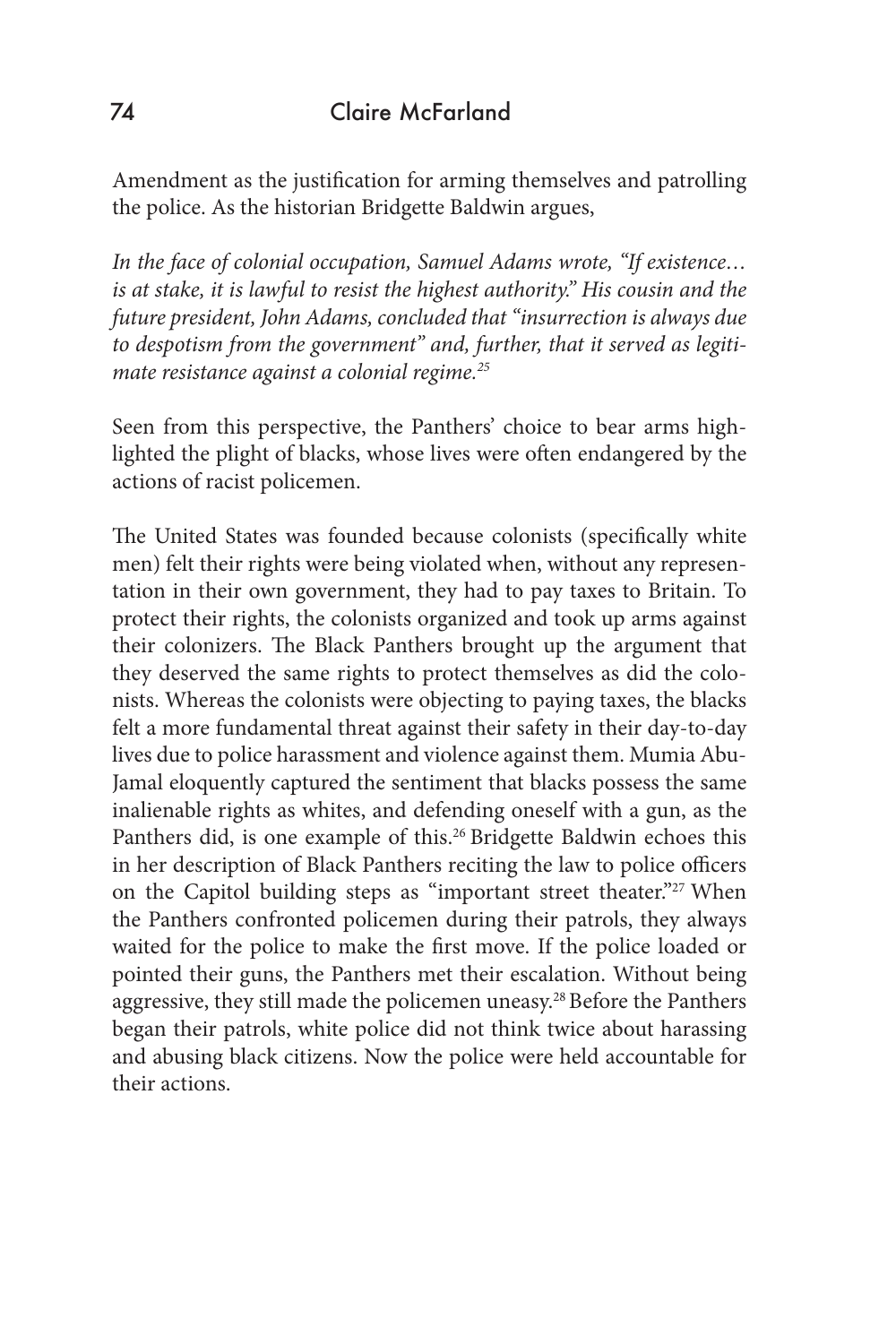Amendment as the justification for arming themselves and patrolling the police. As the historian Bridgette Baldwin argues,

*In the face of colonial occupation, Samuel Adams wrote, "If existence… is at stake, it is lawful to resist the highest authority." His cousin and the future president, John Adams, concluded that "insurrection is always due to despotism from the government" and, further, that it served as legitimate resistance against a colonial regime.*[25]

Seen from this perspective, the Panthers' choice to bear arms highlighted the plight of blacks, whose lives were often endangered by the actions of racist policemen.

The United States was founded because colonists (specifically white men) felt their rights were being violated when, without any representation in their own government, they had to pay taxes to Britain. To protect their rights, the colonists organized and took up arms against their colonizers. The Black Panthers brought up the argument that they deserved the same rights to protect themselves as did the colonists. Whereas the colonists were objecting to paying taxes, the blacks felt a more fundamental threat against their safety in their day-to-day lives due to police harassment and violence against them. Mumia Abu-Jamal eloquently captured the sentiment that blacks possess the same inalienable rights as whites, and defending oneself with a gun, as the Panthers did, is one example of this.[26] Bridgette Baldwin echoes this in her description of Black Panthers reciting the law to police officers on the Capitol building steps as "important street theater."[27] When the Panthers confronted policemen during their patrols, they always waited for the police to make the first move. If the police loaded or pointed their guns, the Panthers met their escalation. Without being aggressive, they still made the policemen uneasy.[28] Before the Panthers began their patrols, white police did not think twice about harassing and abusing black citizens. Now the police were held accountable for their actions.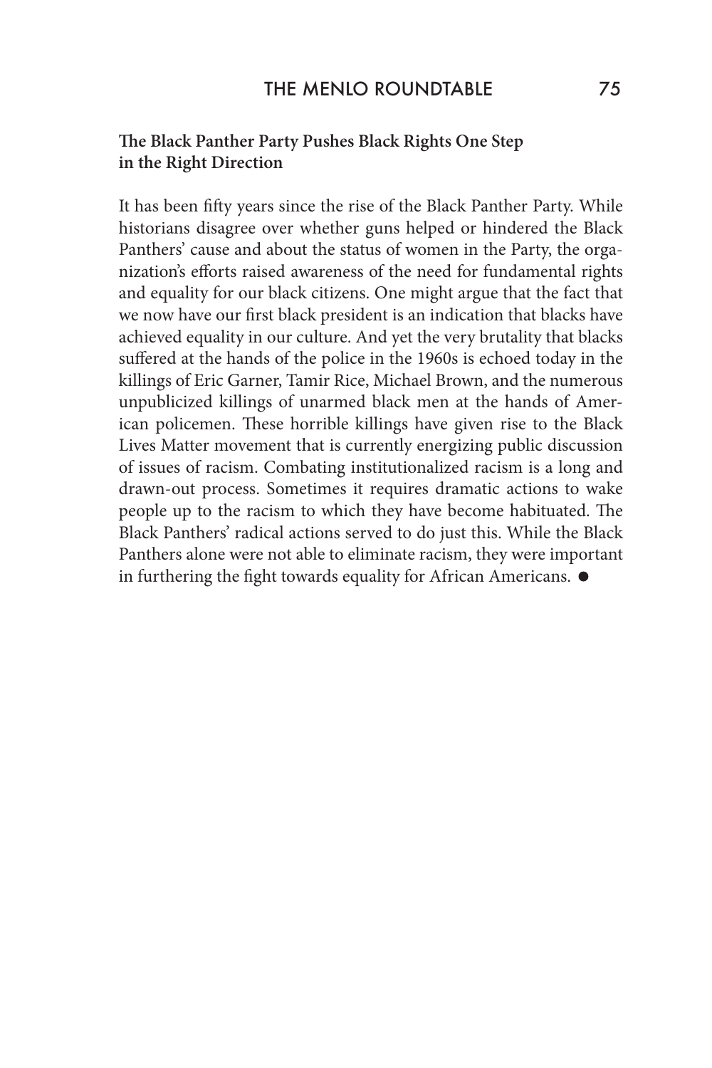**The Black Panther Party Pushes Black Rights One Step in the Right Direction**

It has been fifty years since the rise of the Black Panther Party. While historians disagree over whether guns helped or hindered the Black Panthers' cause and about the status of women in the Party, the organization's efforts raised awareness of the need for fundamental rights and equality for our black citizens. One might argue that the fact that we now have our first black president is an indication that blacks have achieved equality in our culture. And yet the very brutality that blacks suffered at the hands of the police in the 1960s is echoed today in the killings of Eric Garner, Tamir Rice, Michael Brown, and the numerous unpublicized killings of unarmed black men at the hands of American policemen. These horrible killings have given rise to the Black Lives Matter movement that is currently energizing public discussion of issues of racism. Combating institutionalized racism is a long and drawn-out process. Sometimes it requires dramatic actions to wake people up to the racism to which they have become habituated. The Black Panthers' radical actions served to do just this. While the Black Panthers alone were not able to eliminate racism, they were important in furthering the fight towards equality for African Americans. ●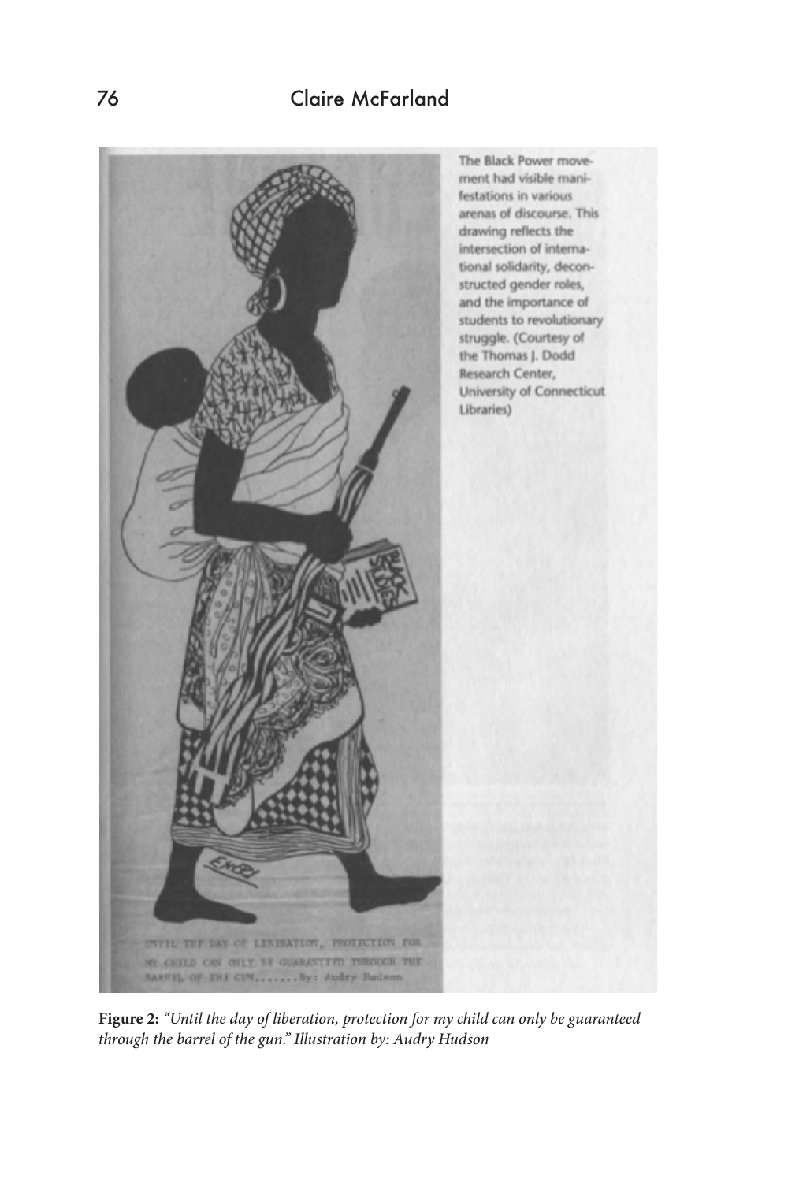The Black Power movement had visible manifestations in various arenas of discourse. This drawing reflects the intersection of international solidarity, deconstructed gender roles, and the importance of students to revolutionary struggle. (Courtesy of the Thomas J. Dodd Research Center, University of Connecticut Libraries)

**Figure 2:** *"Until the day of liberation, protection for my child can only be guaranteed through the barrel of the gun." Illustration by: Audry Hudson*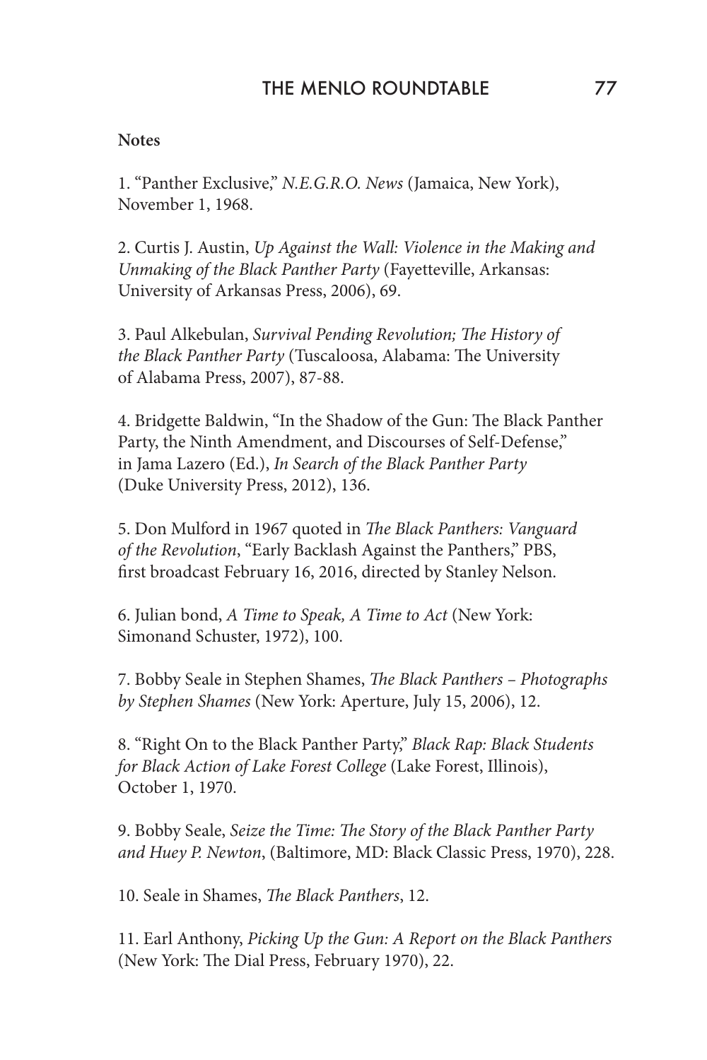**Notes**

1. "Panther Exclusive," *N.E.G.R.O. News* (Jamaica, New York), November 1, 1968.

2. Curtis J. Austin, *Up Against the Wall: Violence in the Making and Unmaking of the Black Panther Party* (Fayetteville, Arkansas: University of Arkansas Press, 2006), 69.

3. Paul Alkebulan, *Survival Pending Revolution; The History of the Black Panther Party* (Tuscaloosa, Alabama: The University of Alabama Press, 2007), 87-88.

4. Bridgette Baldwin, "In the Shadow of the Gun: The Black Panther Party, the Ninth Amendment, and Discourses of Self-Defense," in Jama Lazero (Ed.), *In Search of the Black Panther Party* (Duke University Press, 2012), 136.

5. Don Mulford in 1967 quoted in *The Black Panthers: Vanguard of the Revolution*, "Early Backlash Against the Panthers," PBS, first broadcast February 16, 2016, directed by Stanley Nelson.

6. Julian bond, *A Time to Speak, A Time to Act* (New York: Simonand Schuster, 1972), 100.

7. Bobby Seale in Stephen Shames, *The Black Panthers – Photographs by Stephen Shames* (New York: Aperture, July 15, 2006), 12.

8. "Right On to the Black Panther Party," *Black Rap: Black Students for Black Action of Lake Forest College* (Lake Forest, Illinois), October 1, 1970.

9. Bobby Seale, *Seize the Time: The Story of the Black Panther Party and Huey P. Newton*, (Baltimore, MD: Black Classic Press, 1970), 228.

10. Seale in Shames, *The Black Panthers*, 12.

11. Earl Anthony, *Picking Up the Gun: A Report on the Black Panthers* (New York: The Dial Press, February 1970), 22.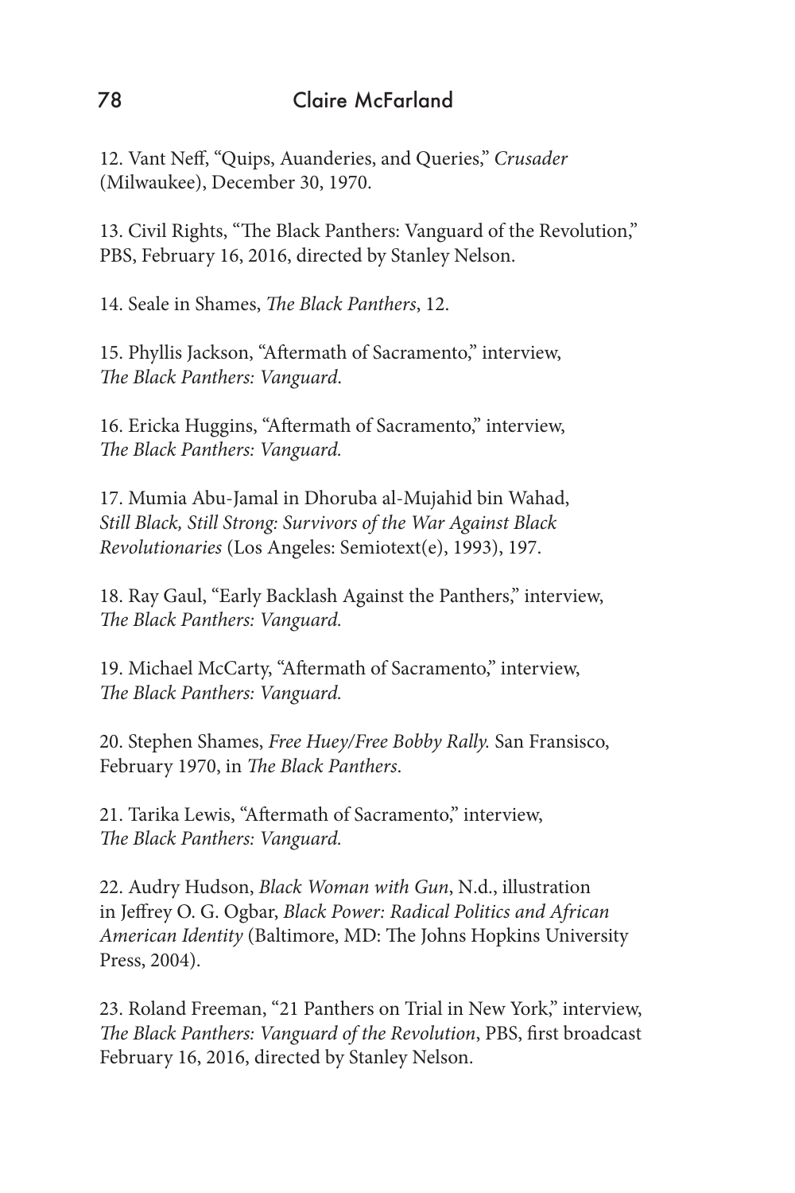12. Vant Neff, "Quips, Auanderies, and Queries," *Crusader* (Milwaukee), December 30, 1970.

13. Civil Rights, "The Black Panthers: Vanguard of the Revolution," PBS, February 16, 2016, directed by Stanley Nelson.

14. Seale in Shames, *The Black Panthers*, 12.

15. Phyllis Jackson, "Aftermath of Sacramento," interview, *The Black Panthers: Vanguard*.

16. Ericka Huggins, "Aftermath of Sacramento," interview, *The Black Panthers: Vanguard.*

17. Mumia Abu-Jamal in Dhoruba al-Mujahid bin Wahad, *Still Black, Still Strong: Survivors of the War Against Black Revolutionaries* (Los Angeles: Semiotext(e), 1993), 197.

18. Ray Gaul, "Early Backlash Against the Panthers," interview, *The Black Panthers: Vanguard.*

19. Michael McCarty, "Aftermath of Sacramento," interview, *The Black Panthers: Vanguard.*

20. Stephen Shames, *Free Huey/Free Bobby Rally.* San Fransisco, February 1970, in *The Black Panthers*.

21. Tarika Lewis, "Aftermath of Sacramento," interview, *The Black Panthers: Vanguard.*

22. Audry Hudson, *Black Woman with Gun*, N.d., illustration in Jeffrey O. G. Ogbar, *Black Power: Radical Politics and African American Identity* (Baltimore, MD: The Johns Hopkins University Press, 2004).

23. Roland Freeman, "21 Panthers on Trial in New York," interview, *The Black Panthers: Vanguard of the Revolution*, PBS, first broadcast February 16, 2016, directed by Stanley Nelson.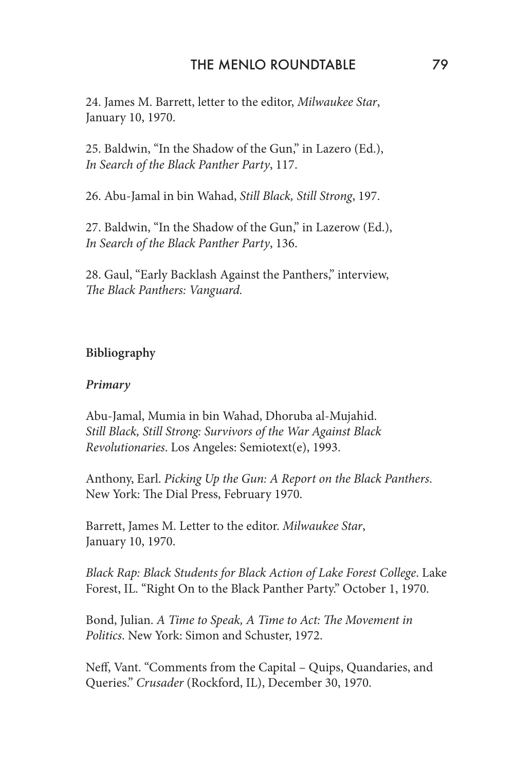24. James M. Barrett, letter to the editor, *Milwaukee Star*, January 10, 1970.

25. Baldwin, "In the Shadow of the Gun," in Lazero (Ed.), *In Search of the Black Panther Party*, 117.

26. Abu-Jamal in bin Wahad, *Still Black, Still Strong*, 197.

27. Baldwin, "In the Shadow of the Gun," in Lazerow (Ed.), *In Search of the Black Panther Party*, 136.

28. Gaul, "Early Backlash Against the Panthers," interview, *The Black Panthers: Vanguard.*

**Bibliography**

***Primary***

Abu-Jamal, Mumia in bin Wahad, Dhoruba al-Mujahid. *Still Black, Still Strong: Survivors of the War Against Black Revolutionaries*. Los Angeles: Semiotext(e), 1993.

Anthony, Earl. *Picking Up the Gun: A Report on the Black Panthers*. New York: The Dial Press, February 1970.

Barrett, James M. Letter to the editor. *Milwaukee Star*, January 10, 1970.

*Black Rap: Black Students for Black Action of Lake Forest College*. Lake Forest, IL. "Right On to the Black Panther Party." October 1, 1970.

Bond, Julian. *A Time to Speak, A Time to Act: The Movement in Politics*. New York: Simon and Schuster, 1972.

Neff, Vant. "Comments from the Capital – Quips, Quandaries, and Queries." *Crusader* (Rockford, IL), December 30, 1970.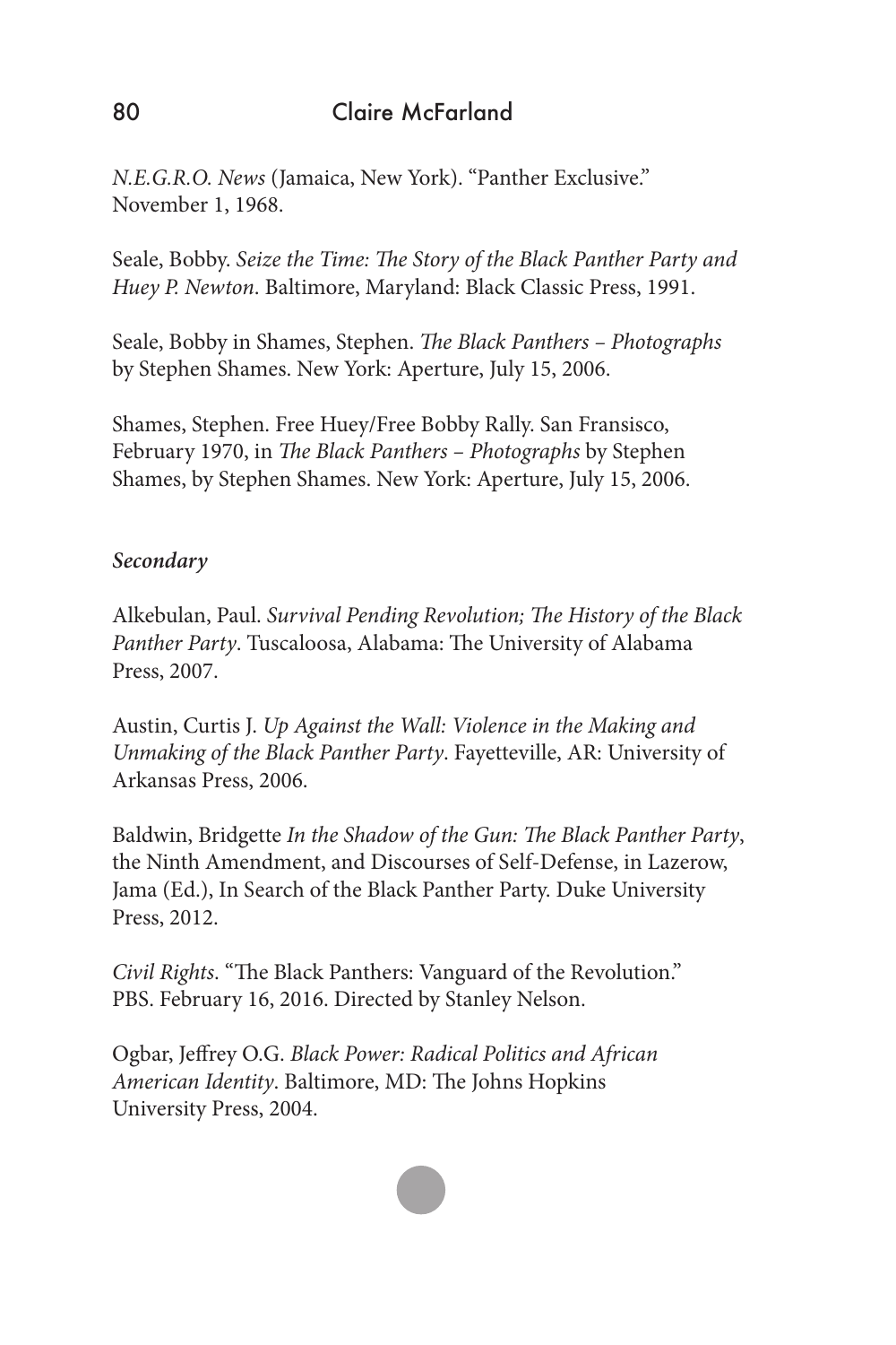*N.E.G.R.O. News* (Jamaica, New York). "Panther Exclusive." November 1, 1968.

Seale, Bobby. *Seize the Time: The Story of the Black Panther Party and Huey P. Newton*. Baltimore, Maryland: Black Classic Press, 1991.

Seale, Bobby in Shames, Stephen. *The Black Panthers – Photographs* by Stephen Shames. New York: Aperture, July 15, 2006.

Shames, Stephen. Free Huey/Free Bobby Rally. San Fransisco, February 1970, in *The Black Panthers – Photographs* by Stephen Shames, by Stephen Shames. New York: Aperture, July 15, 2006.

***Secondary***

Alkebulan, Paul. *Survival Pending Revolution; The History of the Black Panther Party*. Tuscaloosa, Alabama: The University of Alabama Press, 2007.

Austin, Curtis J. *Up Against the Wall: Violence in the Making and Unmaking of the Black Panther Party*. Fayetteville, AR: University of Arkansas Press, 2006.

Baldwin, Bridgette *In the Shadow of the Gun: The Black Panther Party*, the Ninth Amendment, and Discourses of Self-Defense, in Lazerow, Jama (Ed.), In Search of the Black Panther Party. Duke University Press, 2012.

*Civil Rights*. "The Black Panthers: Vanguard of the Revolution." PBS. February 16, 2016. Directed by Stanley Nelson.

Ogbar, Jeffrey O.G. *Black Power: Radical Politics and African American Identity*. Baltimore, MD: The Johns Hopkins University Press, 2004.